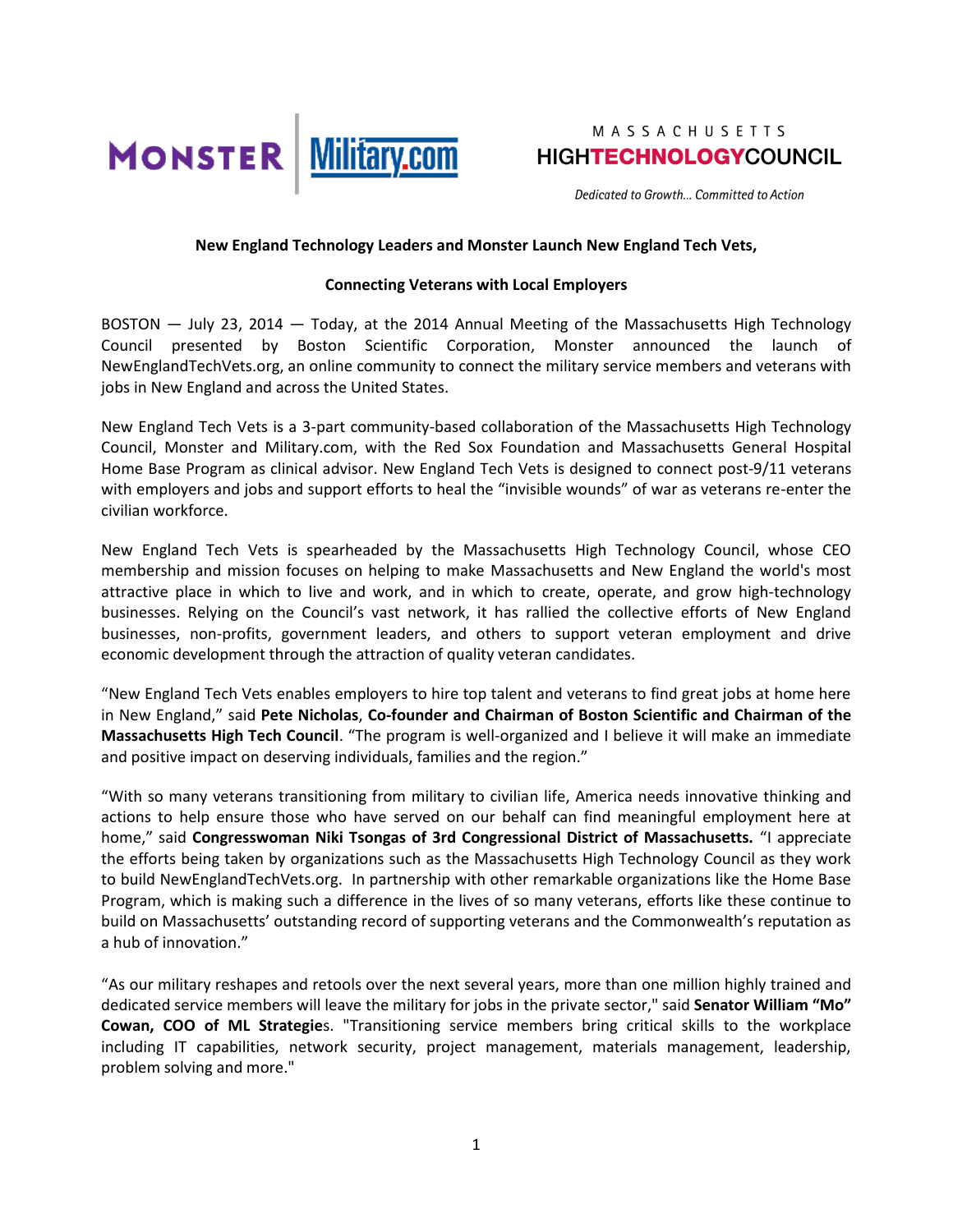MONSTER | Military.com

MASSACHUSETTS HIGHTECHNOLOGYCOUNCIL

*Dedicated to Growth... Committed to Action*

**New England Technology Leaders and Monster Launch New England Tech Vets,**

**Connecting Veterans with Local Employers**

BOSTON — July 23, 2014 — Today, at the 2014 Annual Meeting of the Massachusetts High Technology Council presented by Boston Scientific Corporation, Monster announced the launch of NewEnglandTechVets.org, an online community to connect the military service members and veterans with jobs in New England and across the United States.

New England Tech Vets is a 3-part community-based collaboration of the Massachusetts High Technology Council, Monster and Military.com, with the Red Sox Foundation and Massachusetts General Hospital Home Base Program as clinical advisor. New England Tech Vets is designed to connect post-9/11 veterans with employers and jobs and support efforts to heal the "invisible wounds" of war as veterans re-enter the civilian workforce.

New England Tech Vets is spearheaded by the Massachusetts High Technology Council, whose CEO membership and mission focuses on helping to make Massachusetts and New England the world's most attractive place in which to live and work, and in which to create, operate, and grow high-technology businesses. Relying on the Council's vast network, it has rallied the collective efforts of New England businesses, non-profits, government leaders, and others to support veteran employment and drive economic development through the attraction of quality veteran candidates.

"New England Tech Vets enables employers to hire top talent and veterans to find great jobs at home here in New England," said **Pete Nicholas**, **Co-founder and Chairman of Boston Scientific and Chairman of the Massachusetts High Tech Council**. "The program is well-organized and I believe it will make an immediate and positive impact on deserving individuals, families and the region."

"With so many veterans transitioning from military to civilian life, America needs innovative thinking and actions to help ensure those who have served on our behalf can find meaningful employment here at home," said **Congresswoman Niki Tsongas of 3rd Congressional District of Massachusetts.** "I appreciate the efforts being taken by organizations such as the Massachusetts High Technology Council as they work to build NewEnglandTechVets.org. In partnership with other remarkable organizations like the Home Base Program, which is making such a difference in the lives of so many veterans, efforts like these continue to build on Massachusetts' outstanding record of supporting veterans and the Commonwealth's reputation as a hub of innovation."

"As our military reshapes and retools over the next several years, more than one million highly trained and dedicated service members will leave the military for jobs in the private sector," said **Senator William "Mo" Cowan, COO of ML Strategie**s. "Transitioning service members bring critical skills to the workplace including IT capabilities, network security, project management, materials management, leadership, problem solving and more."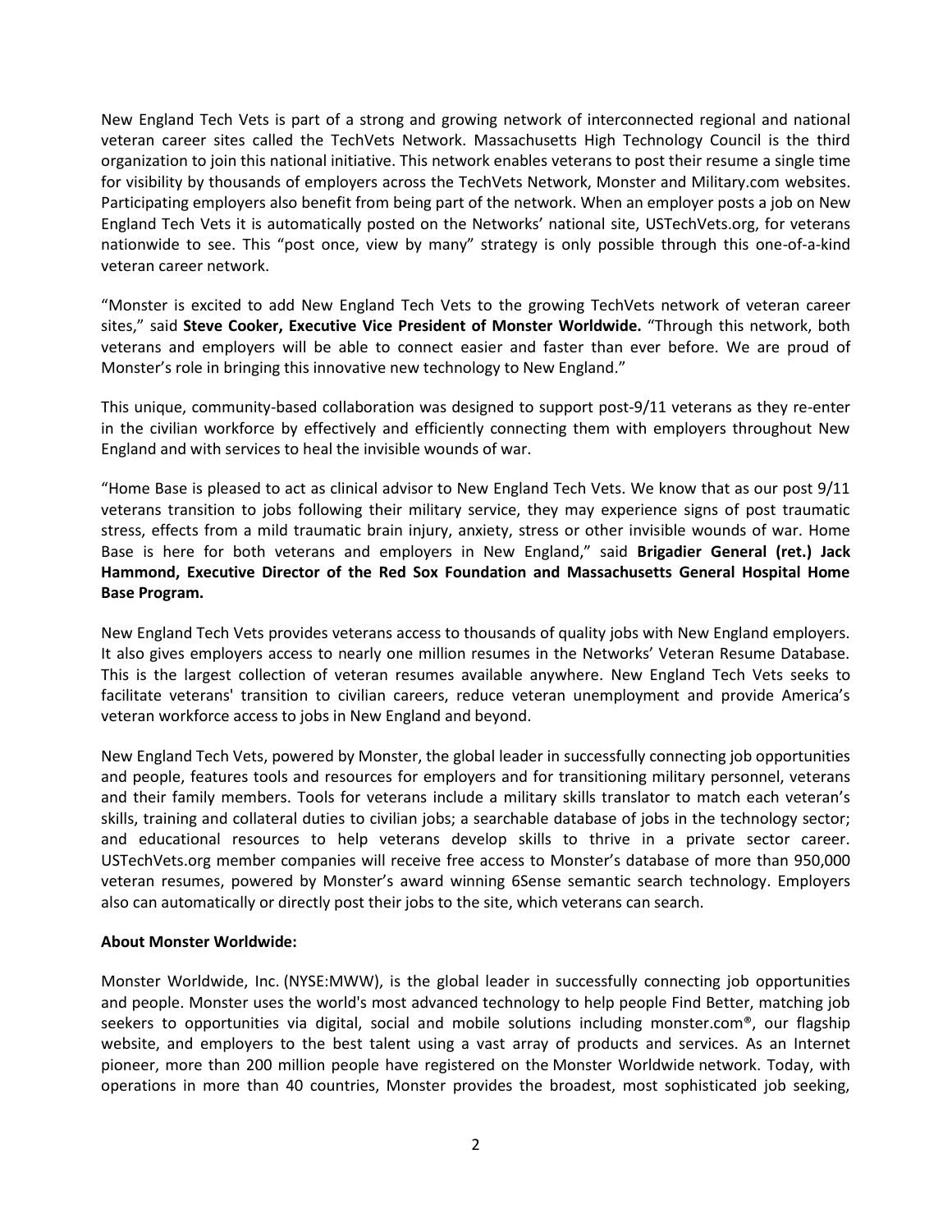New England Tech Vets is part of a strong and growing network of interconnected regional and national veteran career sites called the TechVets Network. Massachusetts High Technology Council is the third organization to join this national initiative. This network enables veterans to post their resume a single time for visibility by thousands of employers across the TechVets Network, Monster and Military.com websites. Participating employers also benefit from being part of the network. When an employer posts a job on New England Tech Vets it is automatically posted on the Networks' national site, USTechVets.org, for veterans nationwide to see. This "post once, view by many" strategy is only possible through this one-of-a-kind veteran career network.

"Monster is excited to add New England Tech Vets to the growing TechVets network of veteran career sites," said **Steve Cooker, Executive Vice President of Monster Worldwide.** "Through this network, both veterans and employers will be able to connect easier and faster than ever before. We are proud of Monster's role in bringing this innovative new technology to New England."

This unique, community-based collaboration was designed to support post-9/11 veterans as they re-enter in the civilian workforce by effectively and efficiently connecting them with employers throughout New England and with services to heal the invisible wounds of war.

"Home Base is pleased to act as clinical advisor to New England Tech Vets. We know that as our post 9/11 veterans transition to jobs following their military service, they may experience signs of post traumatic stress, effects from a mild traumatic brain injury, anxiety, stress or other invisible wounds of war. Home Base is here for both veterans and employers in New England," said **Brigadier General (ret.) Jack Hammond, Executive Director of the Red Sox Foundation and Massachusetts General Hospital Home Base Program.**

New England Tech Vets provides veterans access to thousands of quality jobs with New England employers. It also gives employers access to nearly one million resumes in the Networks' Veteran Resume Database. This is the largest collection of veteran resumes available anywhere. New England Tech Vets seeks to facilitate veterans' transition to civilian careers, reduce veteran unemployment and provide America's veteran workforce access to jobs in New England and beyond.

New England Tech Vets, powered by Monster, the global leader in successfully connecting job opportunities and people, features tools and resources for employers and for transitioning military personnel, veterans and their family members. Tools for veterans include a military skills translator to match each veteran's skills, training and collateral duties to civilian jobs; a searchable database of jobs in the technology sector; and educational resources to help veterans develop skills to thrive in a private sector career. USTechVets.org member companies will receive free access to Monster's database of more than 950,000 veteran resumes, powered by Monster's award winning 6Sense semantic search technology. Employers also can automatically or directly post their jobs to the site, which veterans can search.

**About Monster Worldwide:**

Monster Worldwide, Inc. (NYSE:MWW), is the global leader in successfully connecting job opportunities and people. Monster uses the world's most advanced technology to help people Find Better, matching job seekers to opportunities via digital, social and mobile solutions including monster.com®, our flagship website, and employers to the best talent using a vast array of products and services. As an Internet pioneer, more than 200 million people have registered on the Monster Worldwide network. Today, with operations in more than 40 countries, Monster provides the broadest, most sophisticated job seeking,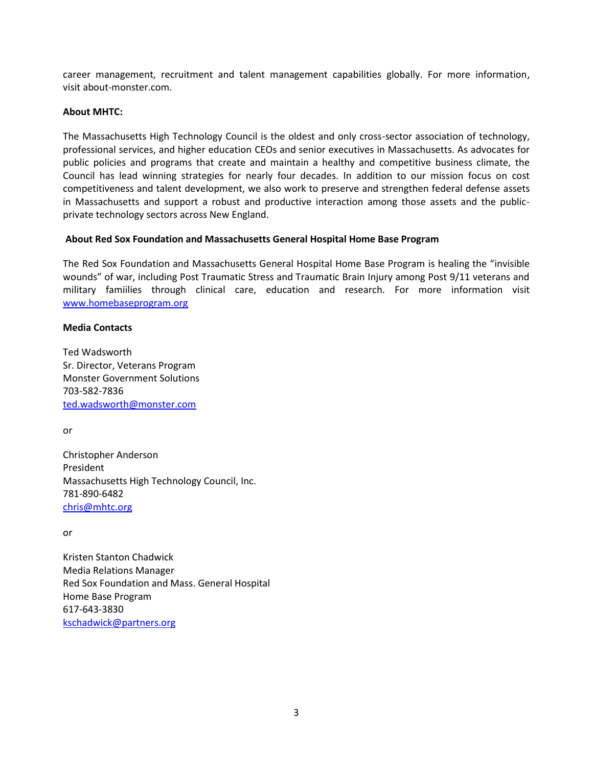career management, recruitment and talent management capabilities globally. For more information, visit about-monster.com.

**About MHTC:**

The Massachusetts High Technology Council is the oldest and only cross-sector association of technology, professional services, and higher education CEOs and senior executives in Massachusetts. As advocates for public policies and programs that create and maintain a healthy and competitive business climate, the Council has lead winning strategies for nearly four decades. In addition to our mission focus on cost competitiveness and talent development, we also work to preserve and strengthen federal defense assets in Massachusetts and support a robust and productive interaction among those assets and the public-private technology sectors across New England.

**About Red Sox Foundation and Massachusetts General Hospital Home Base Program**

The Red Sox Foundation and Massachusetts General Hospital Home Base Program is healing the "invisible wounds" of war, including Post Traumatic Stress and Traumatic Brain Injury among Post 9/11 veterans and military famiilies through clinical care, education and research. For more information visit www.homebaseprogram.org

**Media Contacts**

Ted Wadsworth
Sr. Director, Veterans Program
Monster Government Solutions
703-582-7836
ted.wadsworth@monster.com

or

Christopher Anderson
President
Massachusetts High Technology Council, Inc.
781-890-6482
chris@mhtc.org

or

Kristen Stanton Chadwick
Media Relations Manager
Red Sox Foundation and Mass. General Hospital
Home Base Program
617-643-3830
kschadwick@partners.org